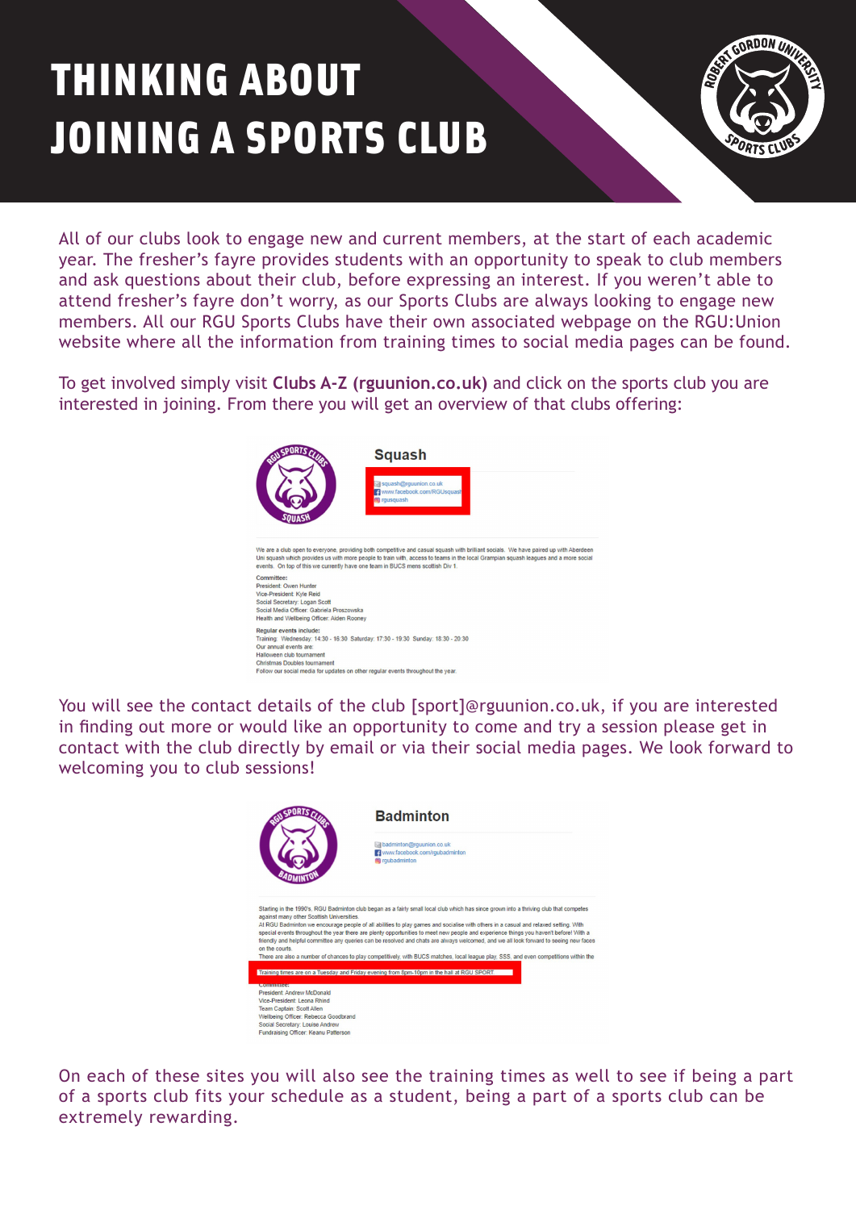# THINKING ABOUT JOINING A SPORTS CLUB

All of our clubs look to engage new and current members, at the start of each academic year. The fresher's fayre provides students with an opportunity to speak to club members and ask questions about their club, before expressing an interest. If you weren't able to attend fresher's fayre don't worry, as our Sports Clubs are always looking to engage new members. All our RGU Sports Clubs have their own associated webpage on the RGU:Union website where all the information from training times to social media pages can be found.

To get involved simply visit **Clubs A-Z (rguunion.co.uk)** and click on the sports club you are interested in joining. From there you will get an overview of that clubs offering:

You will see the contact details of the club [sport]@rguunion.co.uk, if you are interested in finding out more or would like an opportunity to come and try a session please get in contact with the club directly by email or via their social media pages. We look forward to welcoming you to club sessions!

On each of these sites you will also see the training times as well to see if being a part of a sports club fits your schedule as a student, being a part of a sports club can be extremely rewarding.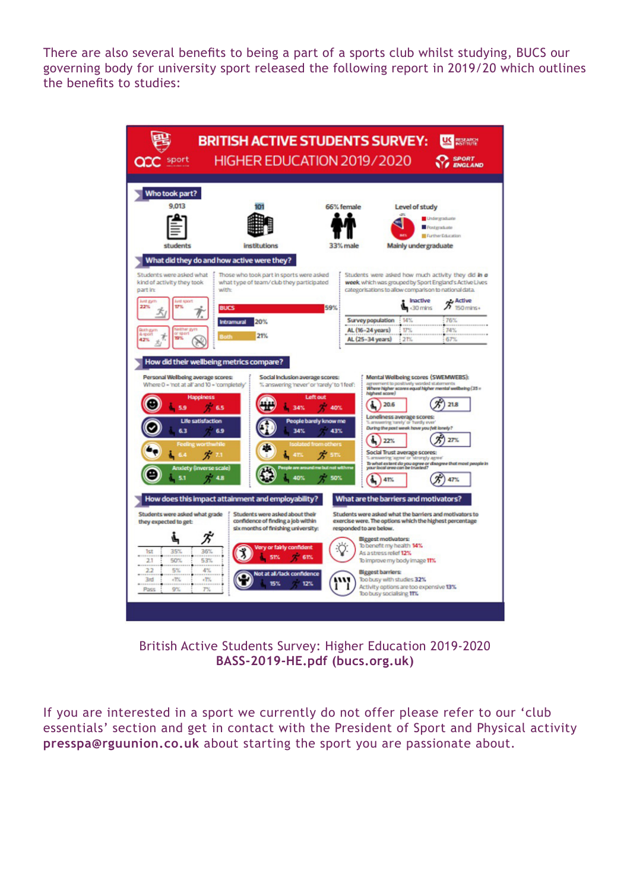There are also several benefits to being a part of a sports club whilst studying, BUCS our governing body for university sport released the following report in 2019/20 which outlines the benefits to studies:

**BRITISH ACTIVE STUDENTS SURVEY: HIGHER EDUCATION 2019/2020**

**Who took part?**

9,013 students

101 institutions

66% female

33% male

Level of study: Mainly undergraduate

**What did they do and how active were they?**

Students were asked what kind of activity they took part in:

Just gym 22%

Just sport 17%

Both gym & sport 42%

Neither gym or sport 19%

Those who took part in sports were asked what type of team/club they participated with:

BUCS 59%

Intramural 20%

Both 21%

Students were asked how much activity they did in a week, which was grouped by Sport England's Active Lives categorisations to allow comparison to national data.

| | Inactive <30 mins | Active 150 mins+ |
|---|---|---|
| Survey population | 14% | 76% |
| AL (16–24 years) | 17% | 74% |
| AL (25–34 years) | 21% | 67% |

**How did their wellbeing metrics compare?**

Personal Wellbeing average scores: Where 0 = 'not at all' and 10 = 'completely'

Happiness 5.9 / 6.5

Life satisfaction 6.3 / 6.9

Feeling worthwhile 6.4 / 7.1

Anxiety (inverse scale) 5.1 / 4.8

Social Inclusion average scores: % answering 'never' or 'rarely' to 'I feel':

Left out 34% / 40%

People barely know me 34% / 43%

Isolated from others 47% / 51%

People are around me but not with me 40% / 50%

Mental Wellbeing scores (SWEMWEBS): agreement to positively worded statements. Where higher scores equal higher mental wellbeing (35 = highest score)

20.6 / 21.8

Loneliness average scores: % answering 'rarely' or 'hardly ever'. During the past week have you felt lonely?

22% / 27%

Social Trust average scores: % answering 'agree' or 'strongly agree'. To what extent do you agree or disagree that most people in your local area can be trusted?

41% / 47%

**How does this impact attainment and employability?**

Students were asked what grade they expected to get:

| | Inactive | Active |
|---|---|---|
| 1st | 35% | 36% |
| 2:1 | 50% | 53% |
| 2:2 | 5% | 4% |
| 3rd | <1% | <1% |
| Pass | 9% | 7% |

Students were asked about their confidence of finding a job within six months of finishing university:

Very or fairly confident 51% / 61%

Not at all/lack confidence 15% / 12%

**What are the barriers and motivators?**

Students were asked what the barriers and motivators to exercise were. The options which the highest percentage responded to are below.

Biggest motivators:
To benefit my health 14%
As a stress relief 12%
To improve my body image 11%

Biggest barriers:
Too busy with studies 32%
Activity options are too expensive 13%
Too busy socialising 11%

British Active Students Survey: Higher Education 2019-2020

**BASS-2019-HE.pdf (bucs.org.uk)**

If you are interested in a sport we currently do not offer please refer to our 'club essentials' section and get in contact with the President of Sport and Physical activity **presspa@rguunion.co.uk** about starting the sport you are passionate about.